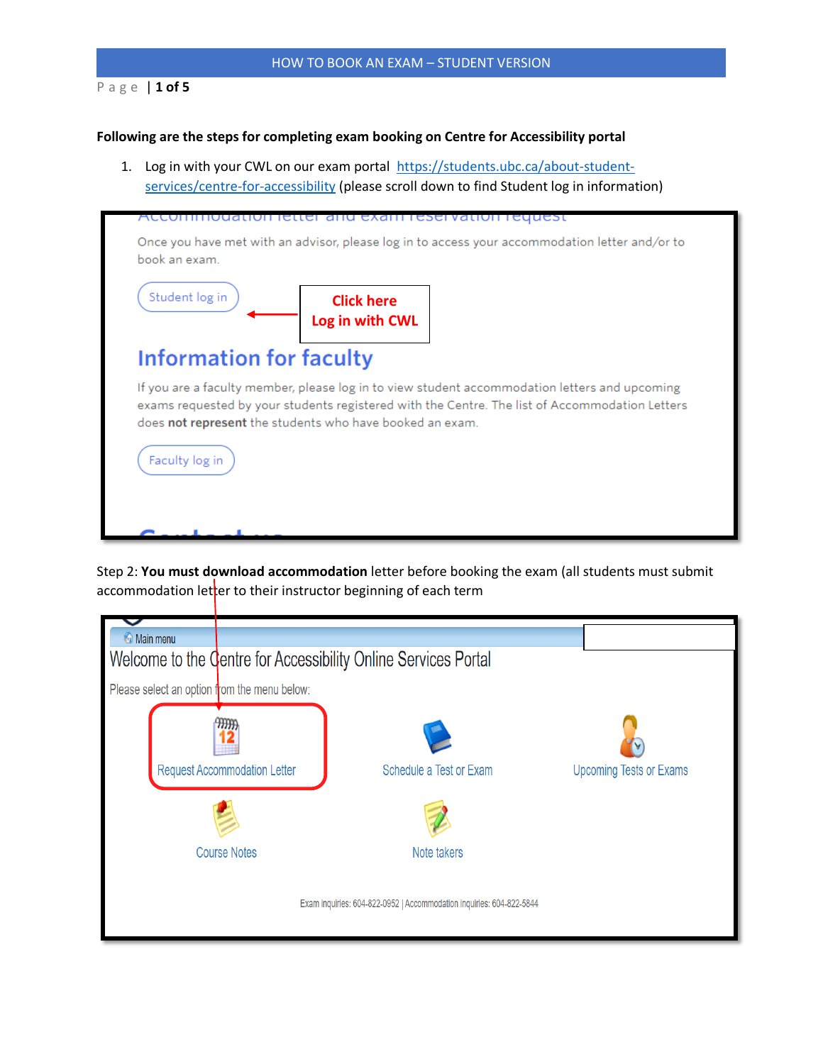**Following are the steps for completing exam booking on Centre for Accessibility portal**

1. Log in with your CWL on our exam portal [https://students.ubc.ca/about-student-services/centre-for-accessibility](https://students.ubc.ca/about-student-services/centre-for-accessibility) (please scroll down to find Student log in information)

Accommodation letter and exam reservation request

Once you have met with an advisor, please log in to access your accommodation letter and/or to book an exam.

Student log in

Click here
Log in with CWL

Information for faculty

If you are a faculty member, please log in to view student accommodation letters and upcoming exams requested by your students registered with the Centre. The list of Accommodation Letters does **not represent** the students who have booked an exam.

Faculty log in

Step 2: **You must download accommodation** letter before booking the exam (all students must submit accommodation letter to their instructor beginning of each term

Main menu

Welcome to the Centre for Accessibility Online Services Portal

Please select an option from the menu below:

- Request Accommodation Letter
- Schedule a Test or Exam
- Upcoming Tests or Exams
- Course Notes
- Note takers

Exam inquiries: 604-822-0952 | Accommodation inquiries: 604-822-5844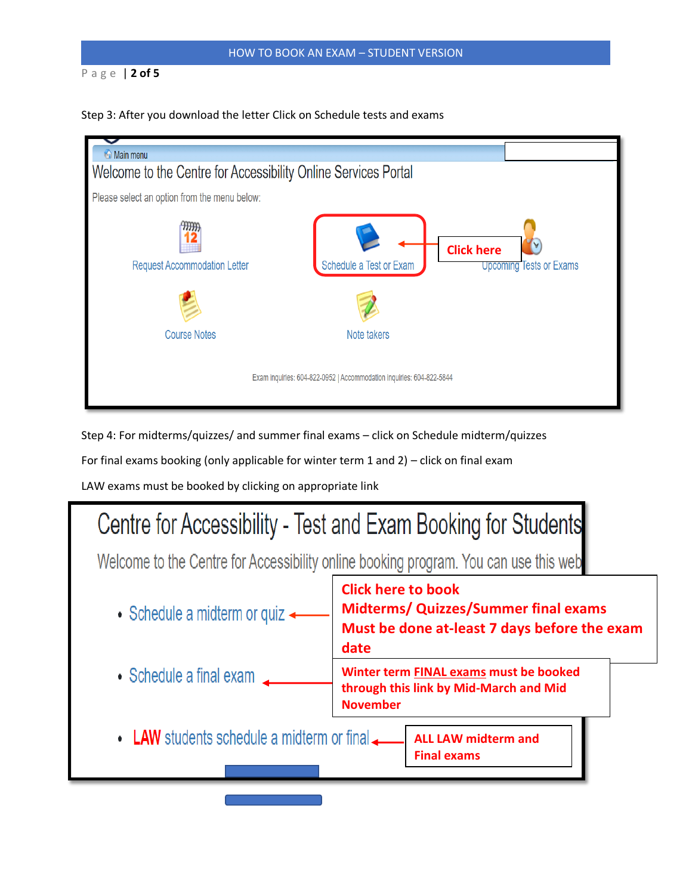Step 3: After you download the letter Click on Schedule tests and exams

Main menu

Welcome to the Centre for Accessibility Online Services Portal

Please select an option from the menu below:

Request Accommodation Letter

Schedule a Test or Exam

**Click here**

Upcoming Tests or Exams

Course Notes

Note takers

Exam Inquiries: 604-822-0952 | Accommodation Inquiries: 604-822-5844

Step 4: For midterms/quizzes/ and summer final exams – click on Schedule midterm/quizzes

For final exams booking (only applicable for winter term 1 and 2) – click on final exam

LAW exams must be booked by clicking on appropriate link

Centre for Accessibility - Test and Exam Booking for Students

Welcome to the Centre for Accessibility online booking program. You can use this web

- Schedule a midterm or quiz
- Schedule a final exam
- LAW students schedule a midterm or final

**Click here to book Midterms/ Quizzes/Summer final exams Must be done at-least 7 days before the exam date**

**Winter term FINAL exams must be booked through this link by Mid-March and Mid November**

**ALL LAW midterm and Final exams**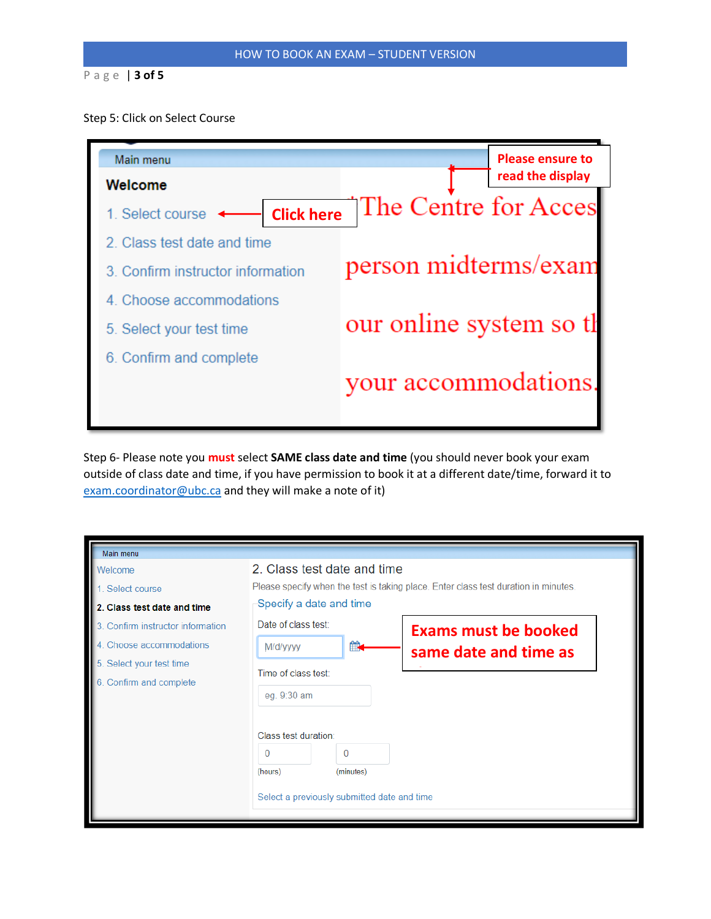Step 5: Click on Select Course

Main menu

**Welcome**

1. Select course

2. Class test date and time

3. Confirm instructor information

4. Choose accommodations

5. Select your test time

6. Confirm and complete

**Click here**

**Please ensure to read the display**

"The Centre for Acces

person midterms/exam

our online system so th

your accommodations.

Step 6- Please note you **must** select **SAME class date and time** (you should never book your exam outside of class date and time, if you have permission to book it at a different date/time, forward it to exam.coordinator@ubc.ca and they will make a note of it)

Main menu

Welcome

1. Select course

**2. Class test date and time**

3. Confirm instructor information

4. Choose accommodations

5. Select your test time

6. Confirm and complete

2. Class test date and time

Please specify when the test is taking place. Enter class test duration in minutes.

Specify a date and time

Date of class test:

M/d/yyyy

Time of class test:

eg. 9:30 am

Class test duration:

0 (hours) 0 (minutes)

Select a previously submitted date and time

**Exams must be booked same date and time as**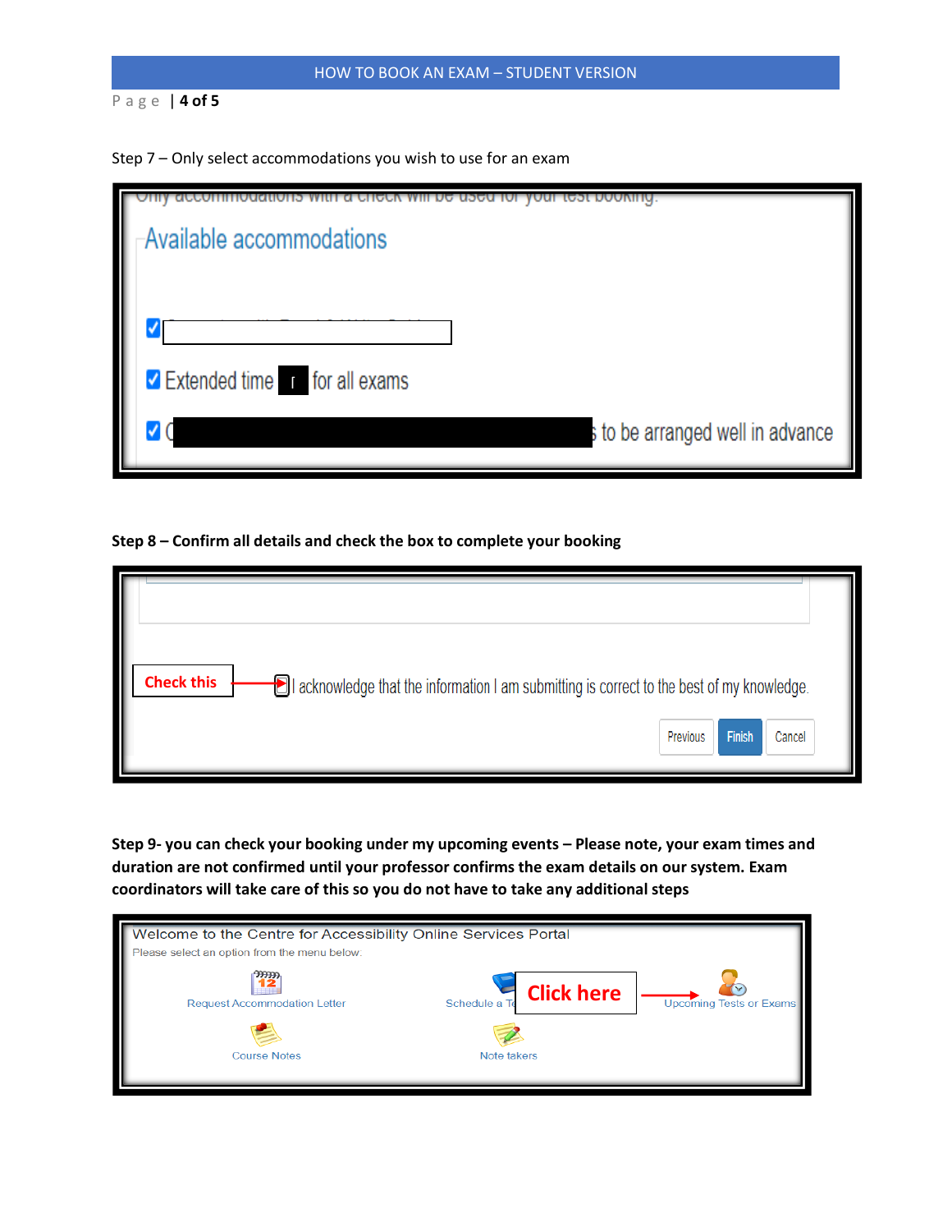Step 7 – Only select accommodations you wish to use for an exam

Only accommodations with a check will be used for your test booking.

Available accommodations

☑

☑ Extended time for all exams

☑ to be arranged well in advance

**Step 8 – Confirm all details and check the box to complete your booking**

Check this → ☐ I acknowledge that the information I am submitting is correct to the best of my knowledge.

Previous | Finish | Cancel

**Step 9- you can check your booking under my upcoming events – Please note, your exam times and duration are not confirmed until your professor confirms the exam details on our system. Exam coordinators will take care of this so you do not have to take any additional steps**

Welcome to the Centre for Accessibility Online Services Portal

Please select an option from the menu below.

Request Accommodation Letter

Schedule a Te

Click here → Upcoming Tests or Exams

Course Notes

Note takers